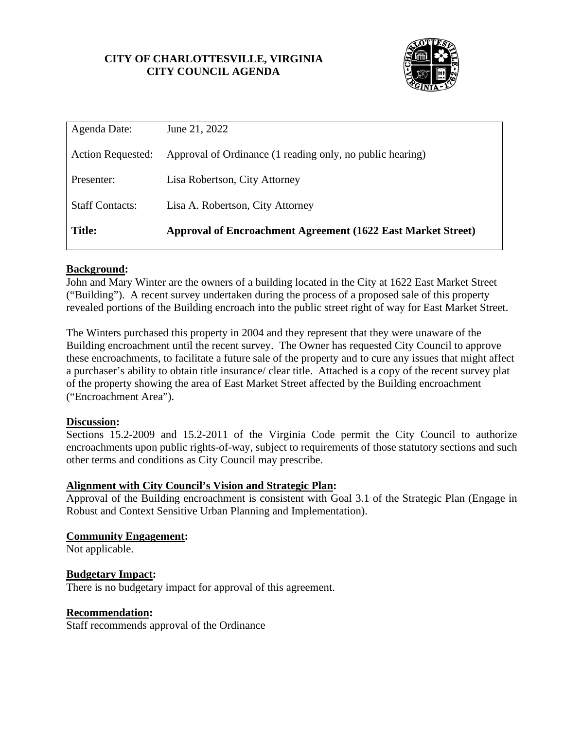**CITY OF CHARLOTTESVILLE, VIRGINIA**
**CITY COUNCIL AGENDA**

| | |
|---|---|
| Agenda Date: | June 21, 2022 |
| Action Requested: | Approval of Ordinance (1 reading only, no public hearing) |
| Presenter: | Lisa Robertson, City Attorney |
| Staff Contacts: | Lisa A. Robertson, City Attorney |
| **Title:** | **Approval of Encroachment Agreement (1622 East Market Street)** |

**Background:**
John and Mary Winter are the owners of a building located in the City at 1622 East Market Street ("Building"). A recent survey undertaken during the process of a proposed sale of this property revealed portions of the Building encroach into the public street right of way for East Market Street.

The Winters purchased this property in 2004 and they represent that they were unaware of the Building encroachment until the recent survey. The Owner has requested City Council to approve these encroachments, to facilitate a future sale of the property and to cure any issues that might affect a purchaser's ability to obtain title insurance/ clear title. Attached is a copy of the recent survey plat of the property showing the area of East Market Street affected by the Building encroachment ("Encroachment Area").

**Discussion:**
Sections 15.2-2009 and 15.2-2011 of the Virginia Code permit the City Council to authorize encroachments upon public rights-of-way, subject to requirements of those statutory sections and such other terms and conditions as City Council may prescribe.

**Alignment with City Council's Vision and Strategic Plan:**
Approval of the Building encroachment is consistent with Goal 3.1 of the Strategic Plan (Engage in Robust and Context Sensitive Urban Planning and Implementation).

**Community Engagement:**
Not applicable.

**Budgetary Impact:**
There is no budgetary impact for approval of this agreement.

**Recommendation:**
Staff recommends approval of the Ordinance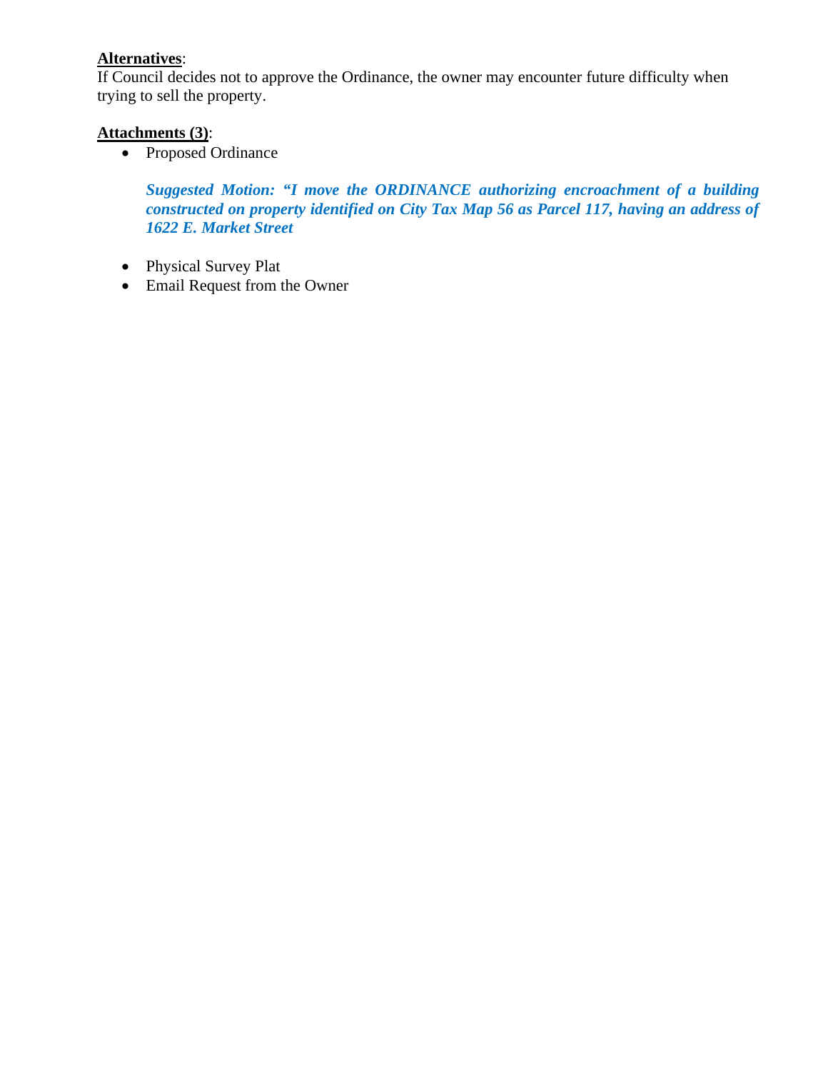**Alternatives**:
If Council decides not to approve the Ordinance, the owner may encounter future difficulty when trying to sell the property.

**Attachments (3)**:

- Proposed Ordinance

  ***Suggested Motion: "I move the ORDINANCE authorizing encroachment of a building constructed on property identified on City Tax Map 56 as Parcel 117, having an address of 1622 E. Market Street***

- Physical Survey Plat
- Email Request from the Owner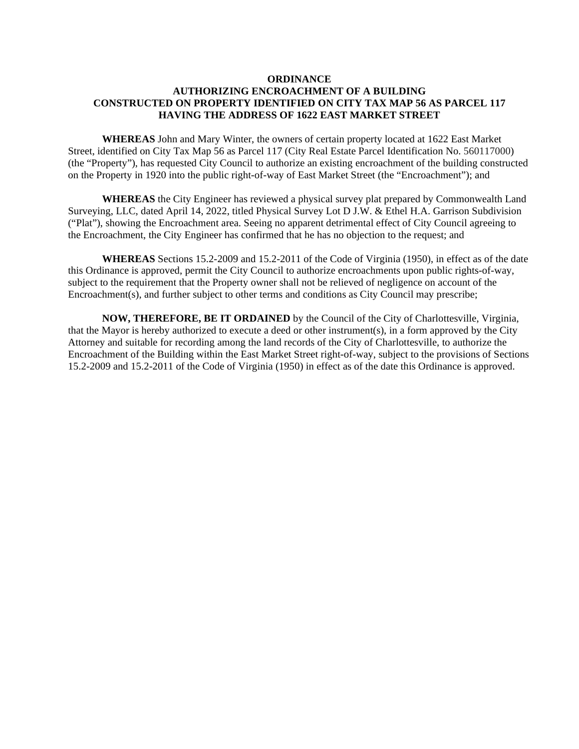**ORDINANCE**
**AUTHORIZING ENCROACHMENT OF A BUILDING**
**CONSTRUCTED ON PROPERTY IDENTIFIED ON CITY TAX MAP 56 AS PARCEL 117**
**HAVING THE ADDRESS OF 1622 EAST MARKET STREET**

**WHEREAS** John and Mary Winter, the owners of certain property located at 1622 East Market Street, identified on City Tax Map 56 as Parcel 117 (City Real Estate Parcel Identification No. 560117000) (the "Property"), has requested City Council to authorize an existing encroachment of the building constructed on the Property in 1920 into the public right-of-way of East Market Street (the "Encroachment"); and

**WHEREAS** the City Engineer has reviewed a physical survey plat prepared by Commonwealth Land Surveying, LLC, dated April 14, 2022, titled Physical Survey Lot D J.W. & Ethel H.A. Garrison Subdivision ("Plat"), showing the Encroachment area. Seeing no apparent detrimental effect of City Council agreeing to the Encroachment, the City Engineer has confirmed that he has no objection to the request; and

**WHEREAS** Sections 15.2-2009 and 15.2-2011 of the Code of Virginia (1950), in effect as of the date this Ordinance is approved, permit the City Council to authorize encroachments upon public rights-of-way, subject to the requirement that the Property owner shall not be relieved of negligence on account of the Encroachment(s), and further subject to other terms and conditions as City Council may prescribe;

**NOW, THEREFORE, BE IT ORDAINED** by the Council of the City of Charlottesville, Virginia, that the Mayor is hereby authorized to execute a deed or other instrument(s), in a form approved by the City Attorney and suitable for recording among the land records of the City of Charlottesville, to authorize the Encroachment of the Building within the East Market Street right-of-way, subject to the provisions of Sections 15.2-2009 and 15.2-2011 of the Code of Virginia (1950) in effect as of the date this Ordinance is approved.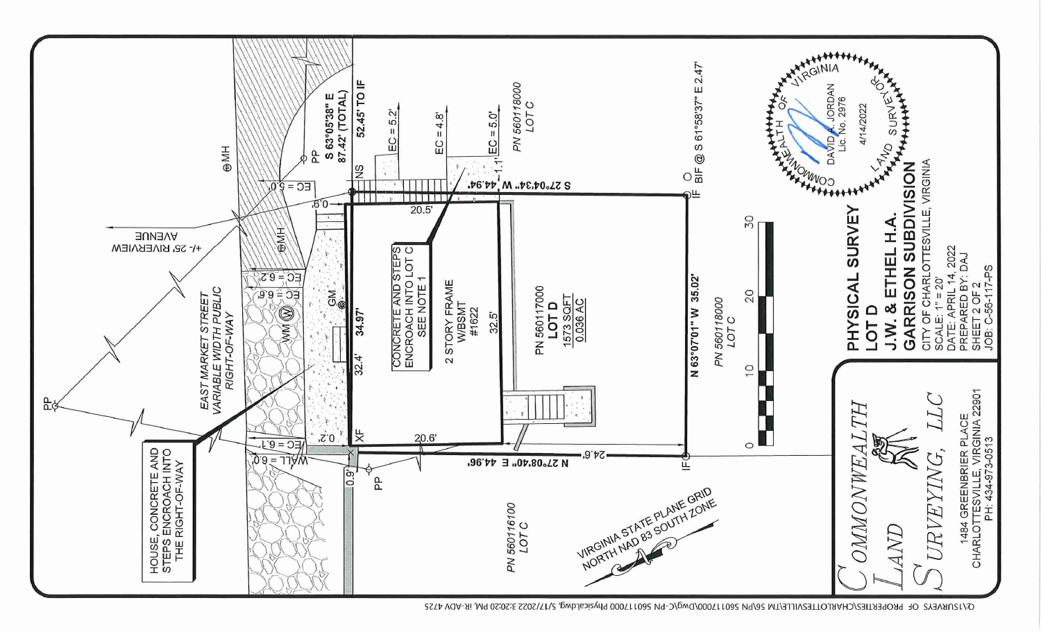# PHYSICAL SURVEY
## LOT D
## J.W. & ETHEL H.A.
## GARRISON SUBDIVISION

CITY OF CHARLOTTESVILLE, VIRGINIA
SCALE: 1" = 20'
DATE: APRIL 14, 2022
PREPARED BY: DAJ
SHEET 2 OF 2
JOB: C-56-117-PS

COMMONWEALTH LAND SURVEYING, LLC
1484 GREENBRIER PLACE
CHARLOTTESVILLE, VIRGINIA 22901
PH: 434-973-0513

COMMONWEALTH OF VIRGINIA
DAVID A. JORDAN
Lic. No. 2976
4/14/2022
LAND SURVEYOR

HOUSE, CONCRETE AND STEPS ENCROACH INTO THE RIGHT-OF-WAY

CONCRETE AND STEPS ENCROACH INTO LOT C SEE NOTE 1

EAST MARKET STREET
VARIABLE WIDTH PUBLIC RIGHT-OF-WAY

+/- 25' RIVERVIEW AVENUE

2 STORY FRAME
W/BSMT
#1622

PN 560117000
LOT D
1573 SQFT
0.036 AC

PN 560118000
LOT C

PN 560116100
LOT C

S 63°05'38" E
87.42' (TOTAL)
52.45' TO IF

S 27°04'34" W 44.94'
N 63°07'01" W 35.02'
N 27°08'40" E 44.96'

BIF @ S 61°58'37" E 2.47'

34.97'
20.5'
20.6'
32.4'
32.5'
24.6'
1.1'
0.9'
0.2'
0.6'

EC = 5.2'
EC = 4.8'
EC = 5.0'
EC = 5.0'
EC = 6.2
EC = 6.6'
EC = 6.1'
WALL = 6.0'

NS
XF
IF
PP
MH
WM
GM

0 10 20 30

VIRGINIA STATE PLANE GRID
NORTH NAD 83 SOUTH ZONE

Q:\SURVEYS OF PROPERTIES\CHARLOTTESVILLE\TM 56\PN 560117000\Dwg\C-PN 560117000 Physical.dwg, 5/17/2022 3:20:20 PM, IR-ADV 4725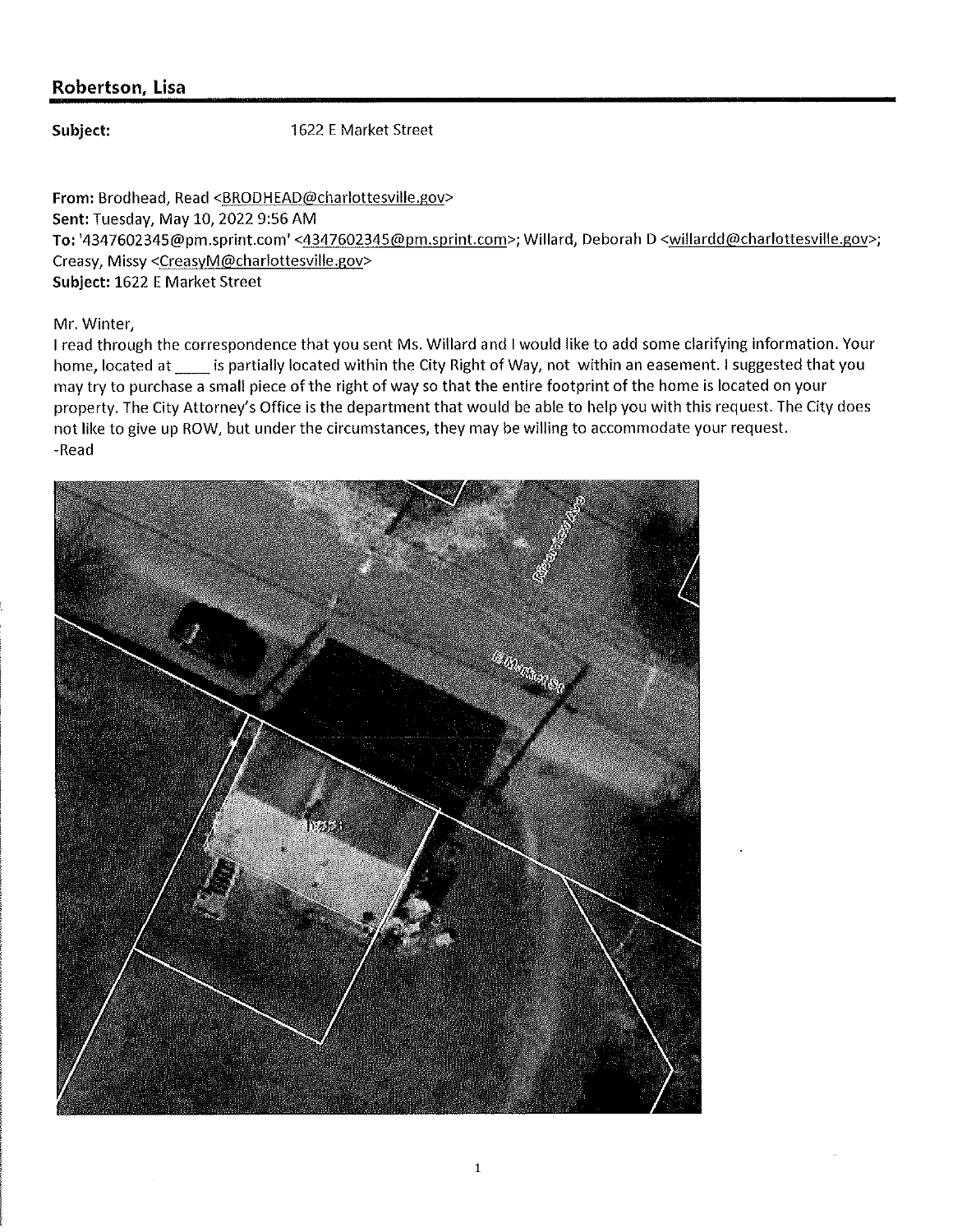## Robertson, Lisa

**Subject:** 1622 E Market Street

**From:** Brodhead, Read <BRODHEAD@charlottesville.gov>
**Sent:** Tuesday, May 10, 2022 9:56 AM
**To:** '4347602345@pm.sprint.com' <4347602345@pm.sprint.com>; Willard, Deborah D <willardd@charlottesville.gov>; Creasy, Missy <CreasyM@charlottesville.gov>
**Subject:** 1622 E Market Street

Mr. Winter,

I read through the correspondence that you sent Ms. Willard and I would like to add some clarifying information. Your home, located at ____ is partially located within the City Right of Way, not within an easement. I suggested that you may try to purchase a small piece of the right of way so that the entire footprint of the home is located on your property. The City Attorney's Office is the department that would be able to help you with this request. The City does not like to give up ROW, but under the circumstances, they may be willing to accommodate your request.

-Read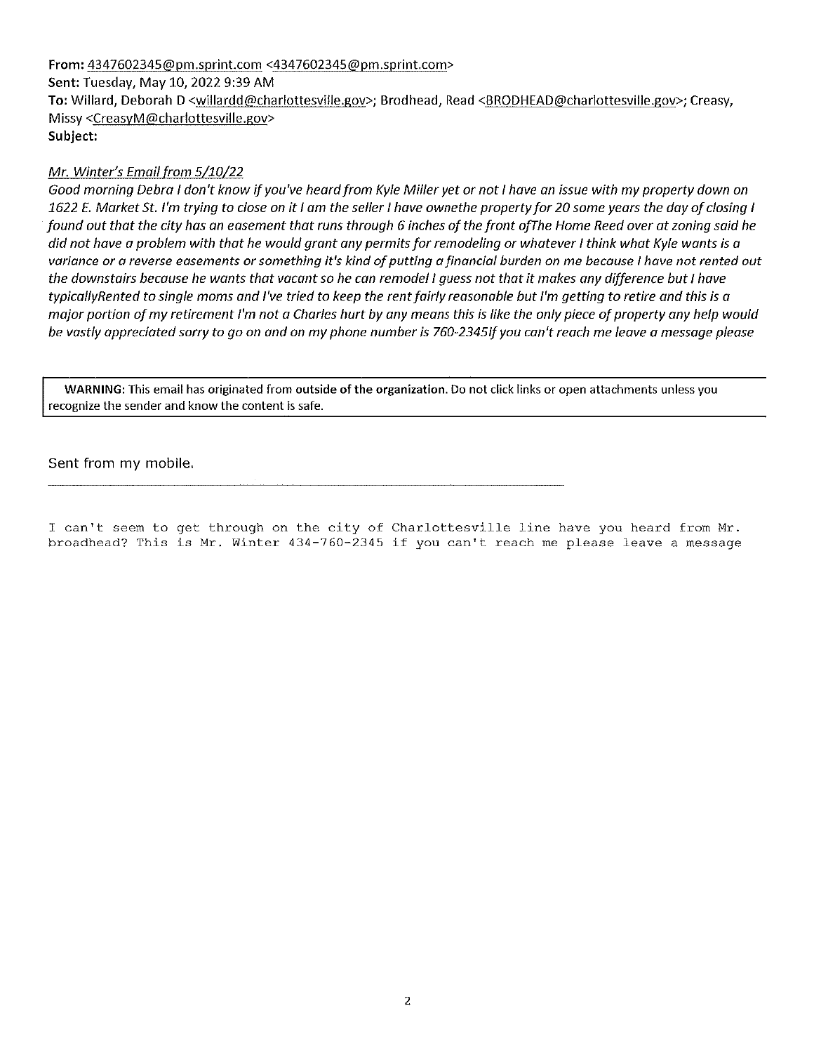**From:** 4347602345@pm.sprint.com <4347602345@pm.sprint.com>
**Sent:** Tuesday, May 10, 2022 9:39 AM
**To:** Willard, Deborah D <willardd@charlottesville.gov>; Brodhead, Read <BRODHEAD@charlottesville.gov>; Creasy, Missy <CreasyM@charlottesville.gov>
**Subject:**

*Mr. Winter's Email from 5/10/22*

*Good morning Debra I don't know if you've heard from Kyle Miller yet or not I have an issue with my property down on 1622 E. Market St. I'm trying to close on it I am the seller I have ownethe property for 20 some years the day of closing I found out that the city has an easement that runs through 6 inches of the front ofThe Home Reed over at zoning said he did not have a problem with that he would grant any permits for remodeling or whatever I think what Kyle wants is a variance or a reverse easements or something it's kind of putting a financial burden on me because I have not rented out the downstairs because he wants that vacant so he can remodel I guess not that it makes any difference but I have typicallyRented to single moms and I've tried to keep the rent fairly reasonable but I'm getting to retire and this is a major portion of my retirement I'm not a Charles hurt by any means this is like the only piece of property any help would be vastly appreciated sorry to go on and on my phone number is 760-2345If you can't reach me leave a message please*

**WARNING:** This email has originated from **outside of the organization.** Do not click links or open attachments unless you recognize the sender and know the content is safe.

Sent from my mobile.

---

```
I can't seem to get through on the city of Charlottesville line have you heard from Mr.
broadhead? This is Mr. Winter 434-760-2345 if you can't reach me please leave a message
```